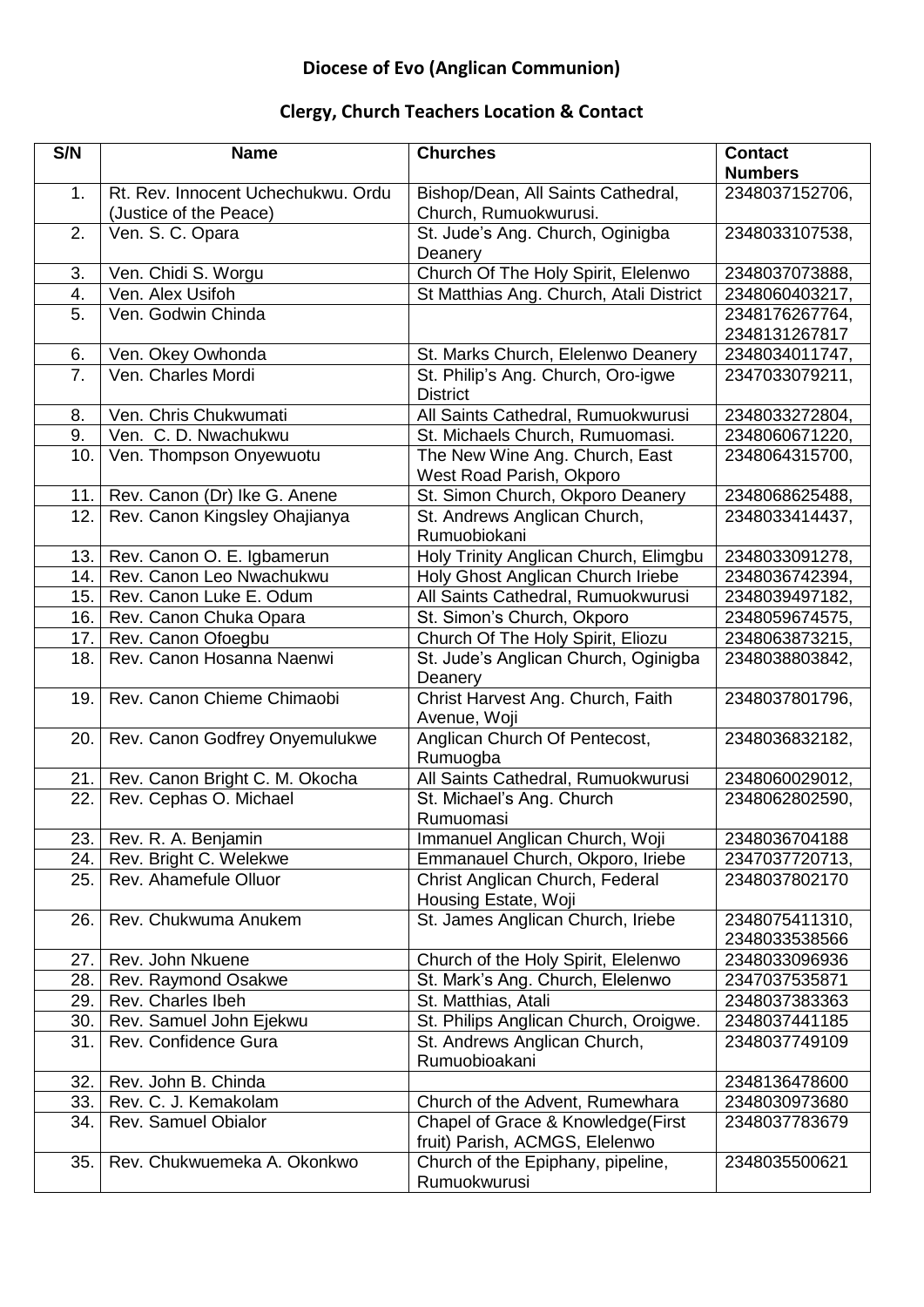# Diocese of Evo (Anglican Communion)

## Clergy, Church Teachers Location & Contact

| S/N | Name | Churches | Contact Numbers |
|---|---|---|---|
| 1. | Rt. Rev. Innocent Uchechukwu. Ordu (Justice of the Peace) | Bishop/Dean, All Saints Cathedral, Church, Rumuokwurusi. | 2348037152706, |
| 2. | Ven. S. C. Opara | St. Jude's Ang. Church, Oginigba Deanery | 2348033107538, |
| 3. | Ven. Chidi S. Worgu | Church Of The Holy Spirit, Elelenwo | 2348037073888, |
| 4. | Ven. Alex Usifoh | St Matthias Ang. Church, Atali District | 2348060403217, |
| 5. | Ven. Godwin Chinda | | 2348176267764, 2348131267817 |
| 6. | Ven. Okey Owhonda | St. Marks Church, Elelenwo Deanery | 2348034011747, |
| 7. | Ven. Charles Mordi | St. Philip's Ang. Church, Oro-igwe District | 2347033079211, |
| 8. | Ven. Chris Chukwumati | All Saints Cathedral, Rumuokwurusi | 2348033272804, |
| 9. | Ven. C. D. Nwachukwu | St. Michaels Church, Rumuomasi. | 2348060671220, |
| 10. | Ven. Thompson Onyewuotu | The New Wine Ang. Church, East West Road Parish, Okporo | 2348064315700, |
| 11. | Rev. Canon (Dr) Ike G. Anene | St. Simon Church, Okporo Deanery | 2348068625488, |
| 12. | Rev. Canon Kingsley Ohajianya | St. Andrews Anglican Church, Rumuobiokani | 2348033414437, |
| 13. | Rev. Canon O. E. Igbamerun | Holy Trinity Anglican Church, Elimgbu | 2348033091278, |
| 14. | Rev. Canon Leo Nwachukwu | Holy Ghost Anglican Church Iriebe | 2348036742394, |
| 15. | Rev. Canon Luke E. Odum | All Saints Cathedral, Rumuokwurusi | 2348039497182, |
| 16. | Rev. Canon Chuka Opara | St. Simon's Church, Okporo | 2348059674575, |
| 17. | Rev. Canon Ofoegbu | Church Of The Holy Spirit, Eliozu | 2348063873215, |
| 18. | Rev. Canon Hosanna Naenwi | St. Jude's Anglican Church, Oginigba Deanery | 2348038803842, |
| 19. | Rev. Canon Chieme Chimaobi | Christ Harvest Ang. Church, Faith Avenue, Woji | 2348037801796, |
| 20. | Rev. Canon Godfrey Onyemulukwe | Anglican Church Of Pentecost, Rumuogba | 2348036832182, |
| 21. | Rev. Canon Bright C. M. Okocha | All Saints Cathedral, Rumuokwurusi | 2348060029012, |
| 22. | Rev. Cephas O. Michael | St. Michael's Ang. Church Rumuomasi | 2348062802590, |
| 23. | Rev. R. A. Benjamin | Immanuel Anglican Church, Woji | 2348036704188 |
| 24. | Rev. Bright C. Welekwe | Emmanauel Church, Okporo, Iriebe | 2347037720713, |
| 25. | Rev. Ahamefule Olluor | Christ Anglican Church, Federal Housing Estate, Woji | 2348037802170 |
| 26. | Rev. Chukwuma Anukem | St. James Anglican Church, Iriebe | 2348075411310, 2348033538566 |
| 27. | Rev. John Nkuene | Church of the Holy Spirit, Elelenwo | 2348033096936 |
| 28. | Rev. Raymond Osakwe | St. Mark's Ang. Church, Elelenwo | 2347037535871 |
| 29. | Rev. Charles Ibeh | St. Matthias, Atali | 2348037383363 |
| 30. | Rev. Samuel John Ejekwu | St. Philips Anglican Church, Oroigwe. | 2348037441185 |
| 31. | Rev. Confidence Gura | St. Andrews Anglican Church, Rumuobioakani | 2348037749109 |
| 32. | Rev. John B. Chinda | | 2348136478600 |
| 33. | Rev. C. J. Kemakolam | Church of the Advent, Rumewhara | 2348030973680 |
| 34. | Rev. Samuel Obialor | Chapel of Grace & Knowledge(First fruit) Parish, ACMGS, Elelenwo | 2348037783679 |
| 35. | Rev. Chukwuemeka A. Okonkwo | Church of the Epiphany, pipeline, Rumuokwurusi | 2348035500621 |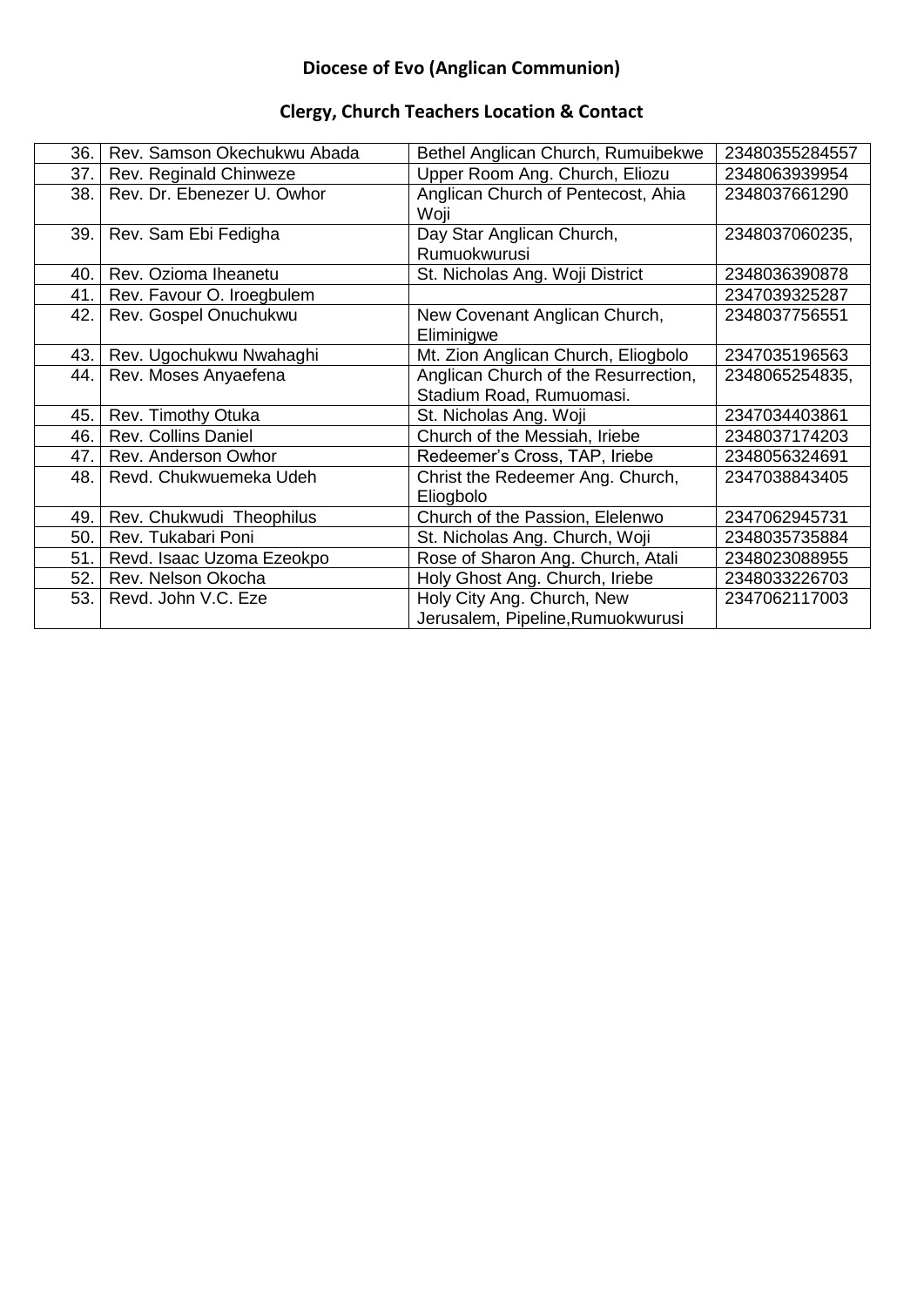**Diocese of Evo (Anglican Communion)**

**Clergy, Church Teachers Location & Contact**

| | | | |
|---|---|---|---|
| 36. | Rev. Samson Okechukwu Abada | Bethel Anglican Church, Rumuibekwe | 23480355284557 |
| 37. | Rev. Reginald Chinweze | Upper Room Ang. Church, Eliozu | 2348063939954 |
| 38. | Rev. Dr. Ebenezer U. Owhor | Anglican Church of Pentecost, Ahia Woji | 2348037661290 |
| 39. | Rev. Sam Ebi Fedigha | Day Star Anglican Church, Rumuokwurusi | 2348037060235, |
| 40. | Rev. Ozioma Iheanetu | St. Nicholas Ang. Woji District | 2348036390878 |
| 41. | Rev. Favour O. Iroegbulem | | 2347039325287 |
| 42. | Rev. Gospel Onuchukwu | New Covenant Anglican Church, Eliminigwe | 2348037756551 |
| 43. | Rev. Ugochukwu Nwahaghi | Mt. Zion Anglican Church, Eliogbolo | 2347035196563 |
| 44. | Rev. Moses Anyaefena | Anglican Church of the Resurrection, Stadium Road, Rumuomasi. | 2348065254835, |
| 45. | Rev. Timothy Otuka | St. Nicholas Ang. Woji | 2347034403861 |
| 46. | Rev. Collins Daniel | Church of the Messiah, Iriebe | 2348037174203 |
| 47. | Rev. Anderson Owhor | Redeemer's Cross, TAP, Iriebe | 2348056324691 |
| 48. | Revd. Chukwuemeka Udeh | Christ the Redeemer Ang. Church, Eliogbolo | 2347038843405 |
| 49. | Rev. Chukwudi Theophilus | Church of the Passion, Elelenwo | 2347062945731 |
| 50. | Rev. Tukabari Poni | St. Nicholas Ang. Church, Woji | 2348035735884 |
| 51. | Revd. Isaac Uzoma Ezeokpo | Rose of Sharon Ang. Church, Atali | 2348023088955 |
| 52. | Rev. Nelson Okocha | Holy Ghost Ang. Church, Iriebe | 2348033226703 |
| 53. | Revd. John V.C. Eze | Holy City Ang. Church, New Jerusalem, Pipeline,Rumuokwurusi | 2347062117003 |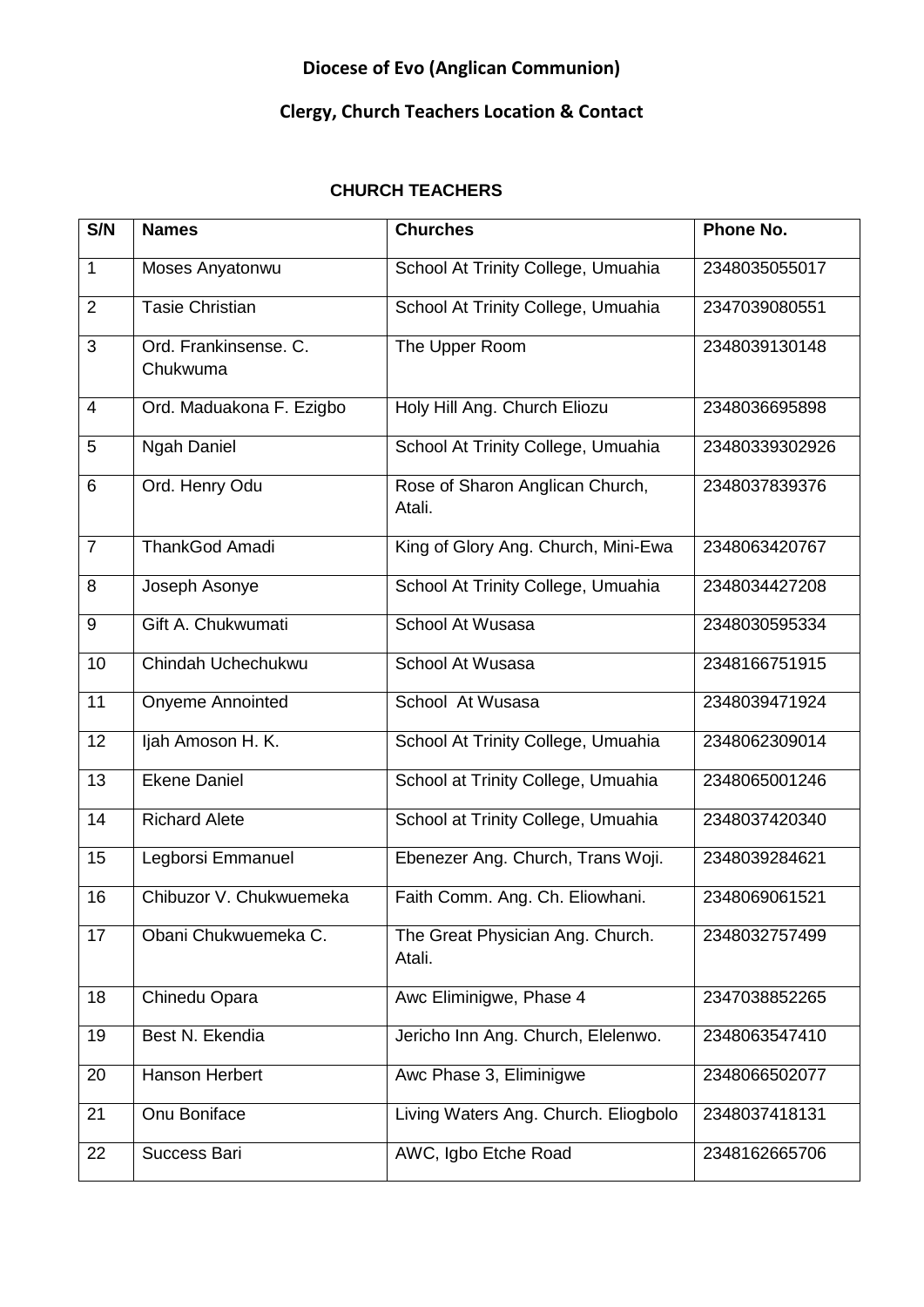**Diocese of Evo (Anglican Communion)**

**Clergy, Church Teachers Location & Contact**

**CHURCH TEACHERS**

| S/N | Names | Churches | Phone No. |
|---|---|---|---|
| 1 | Moses Anyatonwu | School At Trinity College, Umuahia | 2348035055017 |
| 2 | Tasie Christian | School At Trinity College, Umuahia | 2347039080551 |
| 3 | Ord. Frankinsense. C. Chukwuma | The Upper Room | 2348039130148 |
| 4 | Ord. Maduakona F. Ezigbo | Holy Hill Ang. Church Eliozu | 2348036695898 |
| 5 | Ngah Daniel | School At Trinity College, Umuahia | 23480339302926 |
| 6 | Ord. Henry Odu | Rose of Sharon Anglican Church, Atali. | 2348037839376 |
| 7 | ThankGod Amadi | King of Glory Ang. Church, Mini-Ewa | 2348063420767 |
| 8 | Joseph Asonye | School At Trinity College, Umuahia | 2348034427208 |
| 9 | Gift A. Chukwumati | School At Wusasa | 2348030595334 |
| 10 | Chindah Uchechukwu | School At Wusasa | 2348166751915 |
| 11 | Onyeme Annointed | School At Wusasa | 2348039471924 |
| 12 | Ijah Amoson H. K. | School At Trinity College, Umuahia | 2348062309014 |
| 13 | Ekene Daniel | School at Trinity College, Umuahia | 2348065001246 |
| 14 | Richard Alete | School at Trinity College, Umuahia | 2348037420340 |
| 15 | Legborsi Emmanuel | Ebenezer Ang. Church, Trans Woji. | 2348039284621 |
| 16 | Chibuzor V. Chukwuemeka | Faith Comm. Ang. Ch. Eliowhani. | 2348069061521 |
| 17 | Obani Chukwuemeka C. | The Great Physician Ang. Church. Atali. | 2348032757499 |
| 18 | Chinedu Opara | Awc Eliminigwe, Phase 4 | 2347038852265 |
| 19 | Best N. Ekendia | Jericho Inn Ang. Church, Elelenwo. | 2348063547410 |
| 20 | Hanson Herbert | Awc Phase 3, Eliminigwe | 2348066502077 |
| 21 | Onu Boniface | Living Waters Ang. Church. Eliogbolo | 2348037418131 |
| 22 | Success Bari | AWC, Igbo Etche Road | 2348162665706 |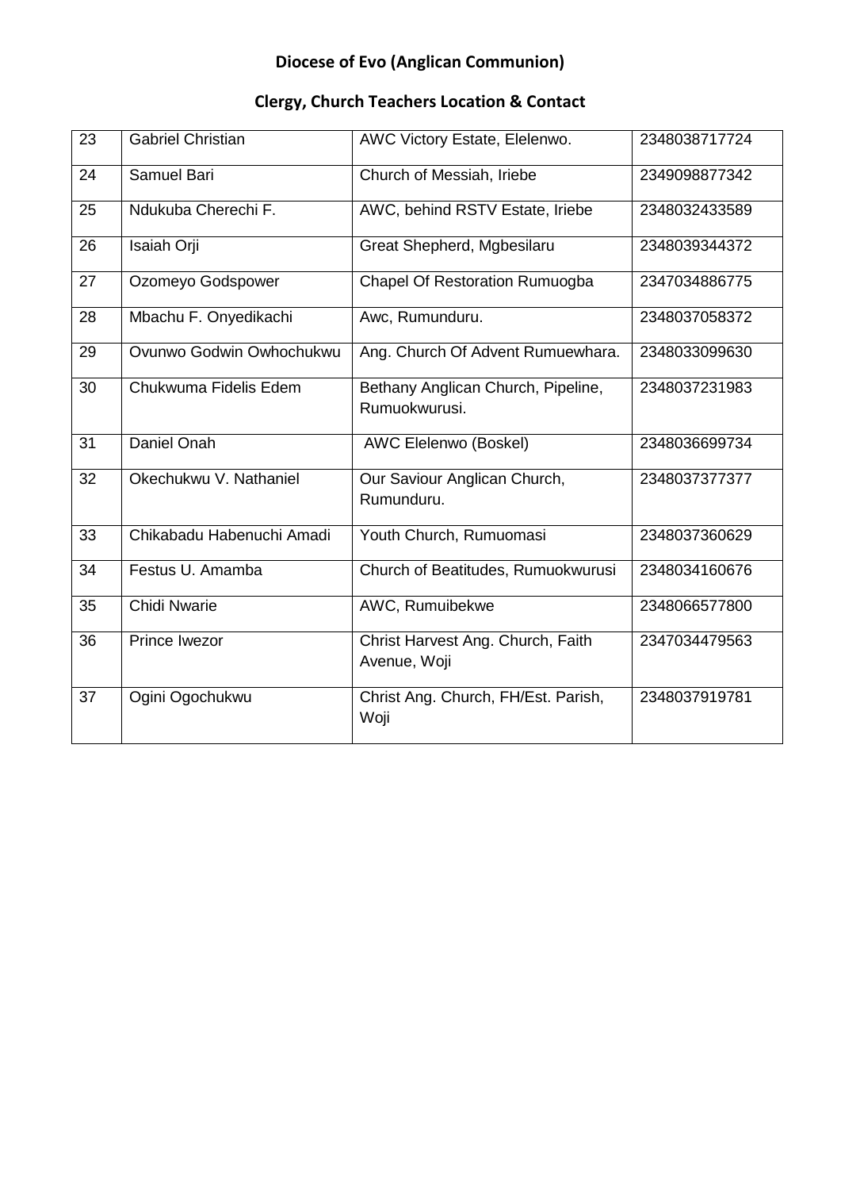**Diocese of Evo (Anglican Communion)**

**Clergy, Church Teachers Location & Contact**

| | | | |
|---|---|---|---|
| 23 | Gabriel Christian | AWC Victory Estate, Elelenwo. | 2348038717724 |
| 24 | Samuel Bari | Church of Messiah, Iriebe | 2349098877342 |
| 25 | Ndukuba Cherechi F. | AWC, behind RSTV Estate, Iriebe | 2348032433589 |
| 26 | Isaiah Orji | Great Shepherd, Mgbesilaru | 2348039344372 |
| 27 | Ozomeyo Godspower | Chapel Of Restoration Rumuogba | 2347034886775 |
| 28 | Mbachu F. Onyedikachi | Awc, Rumunduru. | 2348037058372 |
| 29 | Ovunwo Godwin Owhochukwu | Ang. Church Of Advent Rumuewhara. | 2348033099630 |
| 30 | Chukwuma Fidelis Edem | Bethany Anglican Church, Pipeline, Rumuokwurusi. | 2348037231983 |
| 31 | Daniel Onah | AWC Elelenwo (Boskel) | 2348036699734 |
| 32 | Okechukwu V. Nathaniel | Our Saviour Anglican Church, Rumunduru. | 2348037377377 |
| 33 | Chikabadu Habenuchi Amadi | Youth Church, Rumuomasi | 2348037360629 |
| 34 | Festus U. Amamba | Church of Beatitudes, Rumuokwurusi | 2348034160676 |
| 35 | Chidi Nwarie | AWC, Rumuibekwe | 2348066577800 |
| 36 | Prince Iwezor | Christ Harvest Ang. Church, Faith Avenue, Woji | 2347034479563 |
| 37 | Ogini Ogochukwu | Christ Ang. Church, FH/Est. Parish, Woji | 2348037919781 |